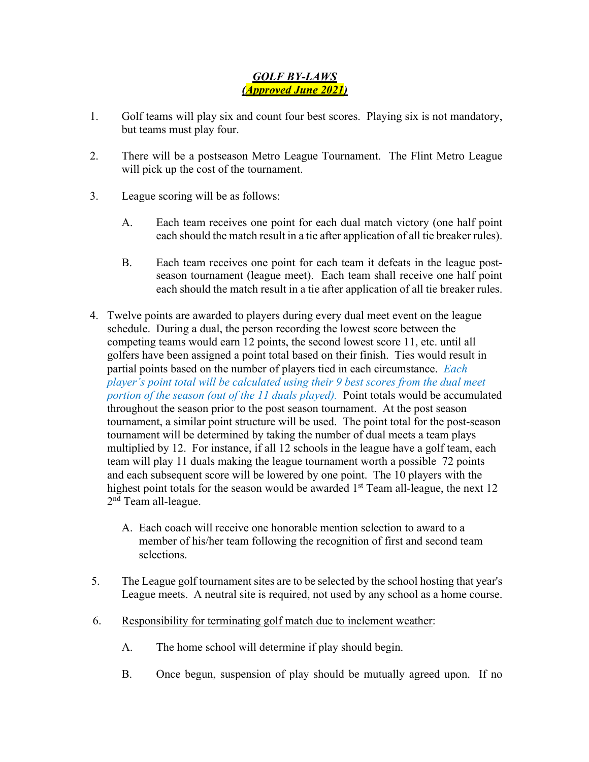# ***GOLF BY-LAWS***

***(Approved June 2021)***

1. Golf teams will play six and count four best scores. Playing six is not mandatory, but teams must play four.

2. There will be a postseason Metro League Tournament. The Flint Metro League will pick up the cost of the tournament.

3. League scoring will be as follows:

   A. Each team receives one point for each dual match victory (one half point each should the match result in a tie after application of all tie breaker rules).

   B. Each team receives one point for each team it defeats in the league post-season tournament (league meet). Each team shall receive one half point each should the match result in a tie after application of all tie breaker rules.

4. Twelve points are awarded to players during every dual meet event on the league schedule. During a dual, the person recording the lowest score between the competing teams would earn 12 points, the second lowest score 11, etc. until all golfers have been assigned a point total based on their finish. Ties would result in partial points based on the number of players tied in each circumstance. *Each player's point total will be calculated using their 9 best scores from the dual meet portion of the season (out of the 11 duals played).* Point totals would be accumulated throughout the season prior to the post season tournament. At the post season tournament, a similar point structure will be used. The point total for the post-season tournament will be determined by taking the number of dual meets a team plays multiplied by 12. For instance, if all 12 schools in the league have a golf team, each team will play 11 duals making the league tournament worth a possible 72 points and each subsequent score will be lowered by one point. The 10 players with the highest point totals for the season would be awarded 1st Team all-league, the next 12 2nd Team all-league.

   A. Each coach will receive one honorable mention selection to award to a member of his/her team following the recognition of first and second team selections.

5. The League golf tournament sites are to be selected by the school hosting that year's League meets. A neutral site is required, not used by any school as a home course.

6. Responsibility for terminating golf match due to inclement weather:

   A. The home school will determine if play should begin.

   B. Once begun, suspension of play should be mutually agreed upon. If no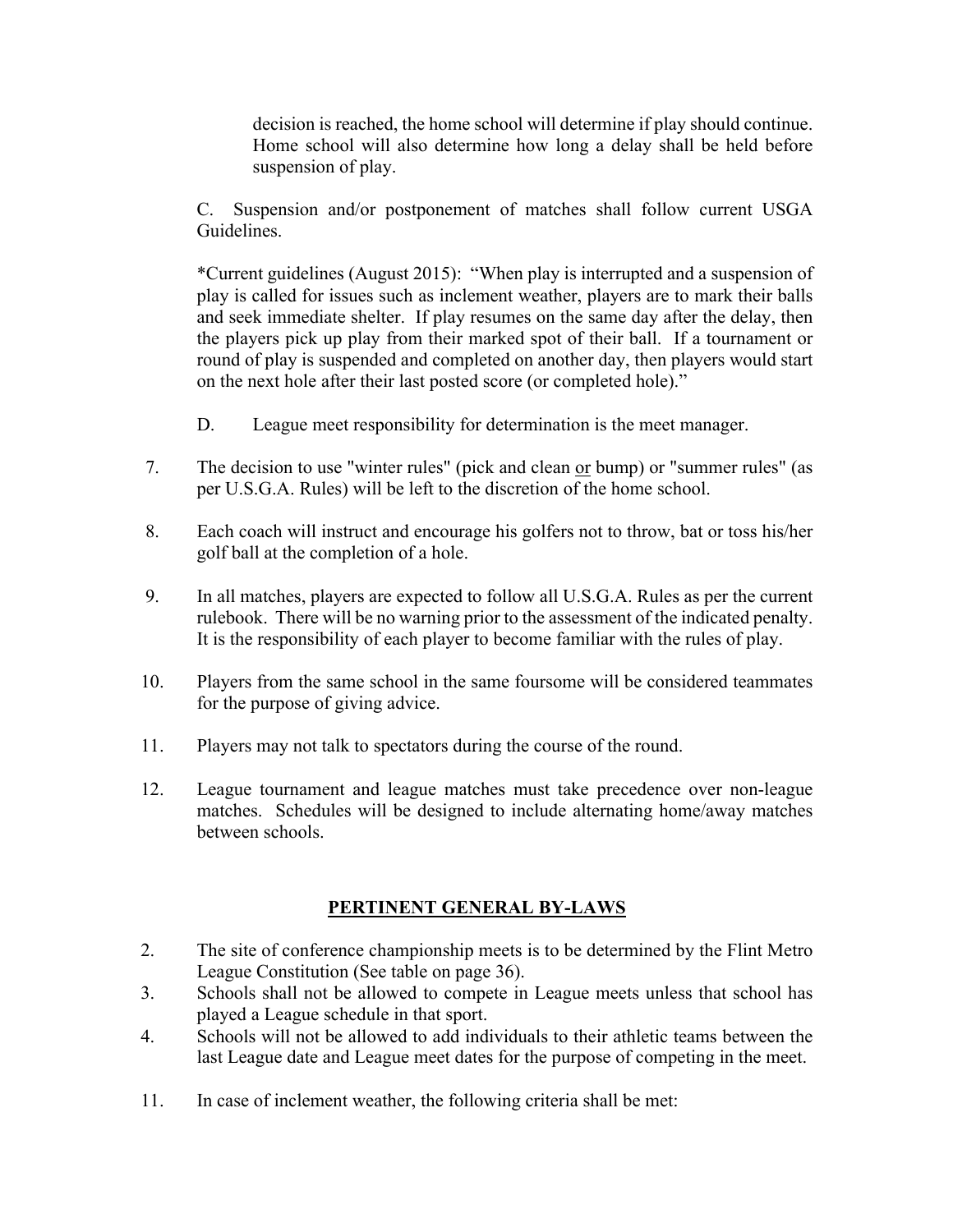decision is reached, the home school will determine if play should continue. Home school will also determine how long a delay shall be held before suspension of play.

C. Suspension and/or postponement of matches shall follow current USGA Guidelines.

*Current guidelines (August 2015): "When play is interrupted and a suspension of play is called for issues such as inclement weather, players are to mark their balls and seek immediate shelter. If play resumes on the same day after the delay, then the players pick up play from their marked spot of their ball. If a tournament or round of play is suspended and completed on another day, then players would start on the next hole after their last posted score (or completed hole)."

D. League meet responsibility for determination is the meet manager.

7. The decision to use "winter rules" (pick and clean <u>or</u> bump) or "summer rules" (as per U.S.G.A. Rules) will be left to the discretion of the home school.

8. Each coach will instruct and encourage his golfers not to throw, bat or toss his/her golf ball at the completion of a hole.

9. In all matches, players are expected to follow all U.S.G.A. Rules as per the current rulebook. There will be no warning prior to the assessment of the indicated penalty. It is the responsibility of each player to become familiar with the rules of play.

10. Players from the same school in the same foursome will be considered teammates for the purpose of giving advice.

11. Players may not talk to spectators during the course of the round.

12. League tournament and league matches must take precedence over non-league matches. Schedules will be designed to include alternating home/away matches between schools.

## PERTINENT GENERAL BY-LAWS

2. The site of conference championship meets is to be determined by the Flint Metro League Constitution (See table on page 36).
3. Schools shall not be allowed to compete in League meets unless that school has played a League schedule in that sport.
4. Schools will not be allowed to add individuals to their athletic teams between the last League date and League meet dates for the purpose of competing in the meet.

11. In case of inclement weather, the following criteria shall be met: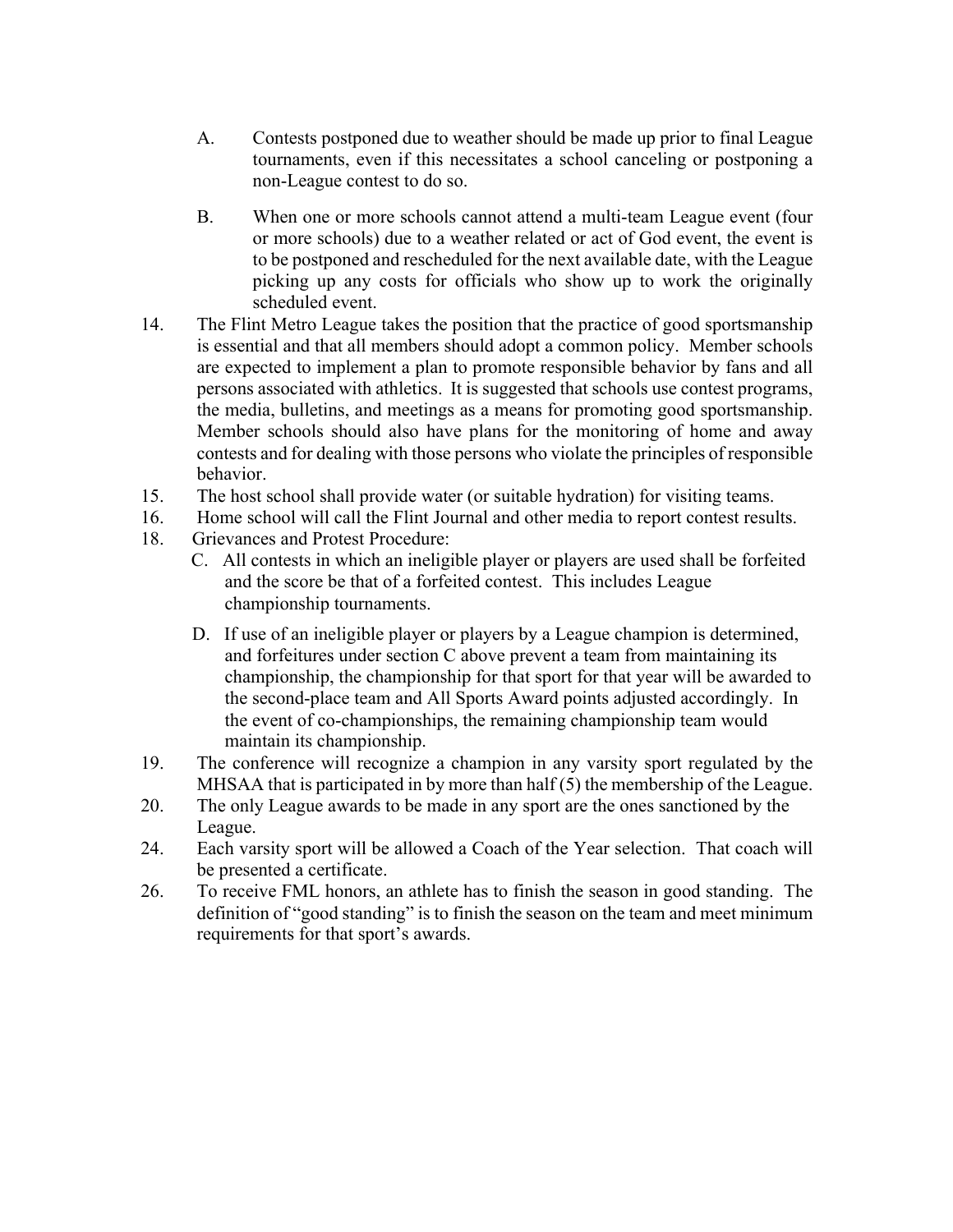A. Contests postponed due to weather should be made up prior to final League tournaments, even if this necessitates a school canceling or postponing a non-League contest to do so.

B. When one or more schools cannot attend a multi-team League event (four or more schools) due to a weather related or act of God event, the event is to be postponed and rescheduled for the next available date, with the League picking up any costs for officials who show up to work the originally scheduled event.

14. The Flint Metro League takes the position that the practice of good sportsmanship is essential and that all members should adopt a common policy. Member schools are expected to implement a plan to promote responsible behavior by fans and all persons associated with athletics. It is suggested that schools use contest programs, the media, bulletins, and meetings as a means for promoting good sportsmanship. Member schools should also have plans for the monitoring of home and away contests and for dealing with those persons who violate the principles of responsible behavior.

15. The host school shall provide water (or suitable hydration) for visiting teams.

16. Home school will call the Flint Journal and other media to report contest results.

18. Grievances and Protest Procedure:

    C. All contests in which an ineligible player or players are used shall be forfeited and the score be that of a forfeited contest. This includes League championship tournaments.

    D. If use of an ineligible player or players by a League champion is determined, and forfeitures under section C above prevent a team from maintaining its championship, the championship for that sport for that year will be awarded to the second-place team and All Sports Award points adjusted accordingly. In the event of co-championships, the remaining championship team would maintain its championship.

19. The conference will recognize a champion in any varsity sport regulated by the MHSAA that is participated in by more than half (5) the membership of the League.

20. The only League awards to be made in any sport are the ones sanctioned by the League.

24. Each varsity sport will be allowed a Coach of the Year selection. That coach will be presented a certificate.

26. To receive FML honors, an athlete has to finish the season in good standing. The definition of "good standing" is to finish the season on the team and meet minimum requirements for that sport's awards.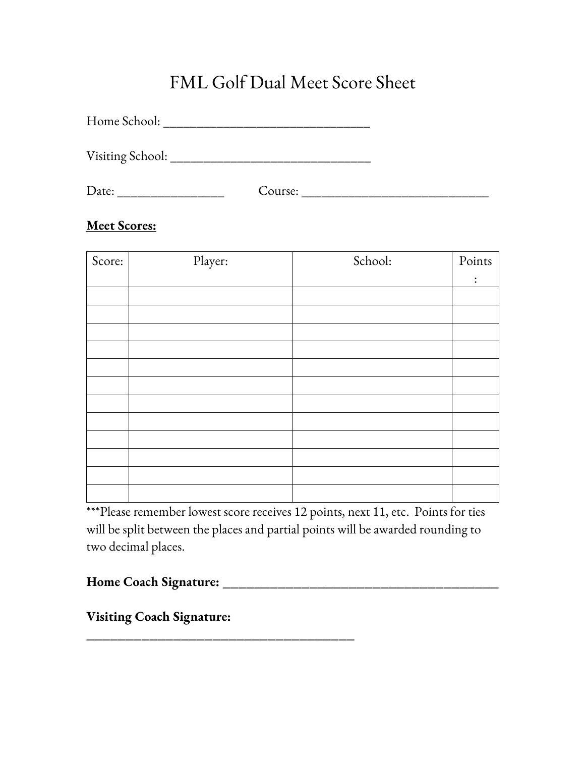# FML Golf Dual Meet Score Sheet

Home School: ________________________________

Visiting School: ________________________________

Date: _________________ Course: ______________________________

**<u>Meet Scores:</u>**

| Score: | Player: | School: | Points: |
|---|---|---|---|
| | | | |
| | | | |
| | | | |
| | | | |
| | | | |
| | | | |
| | | | |
| | | | |
| | | | |
| | | | |
| | | | |
| | | | |

***Please remember lowest score receives 12 points, next 11, etc. Points for ties will be split between the places and partial points will be awarded rounding to two decimal places.

**Home Coach Signature:** __________________________________________

**Visiting Coach Signature:** __________________________________________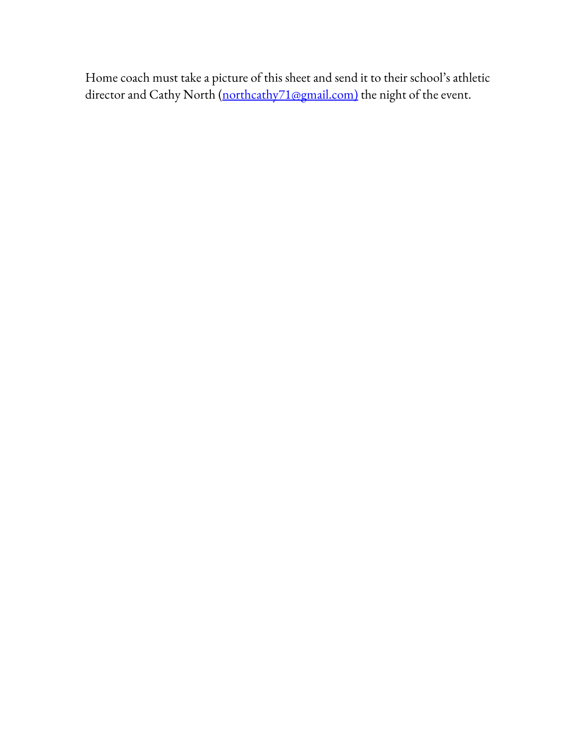Home coach must take a picture of this sheet and send it to their school's athletic director and Cathy North (northcathy71@gmail.com) the night of the event.